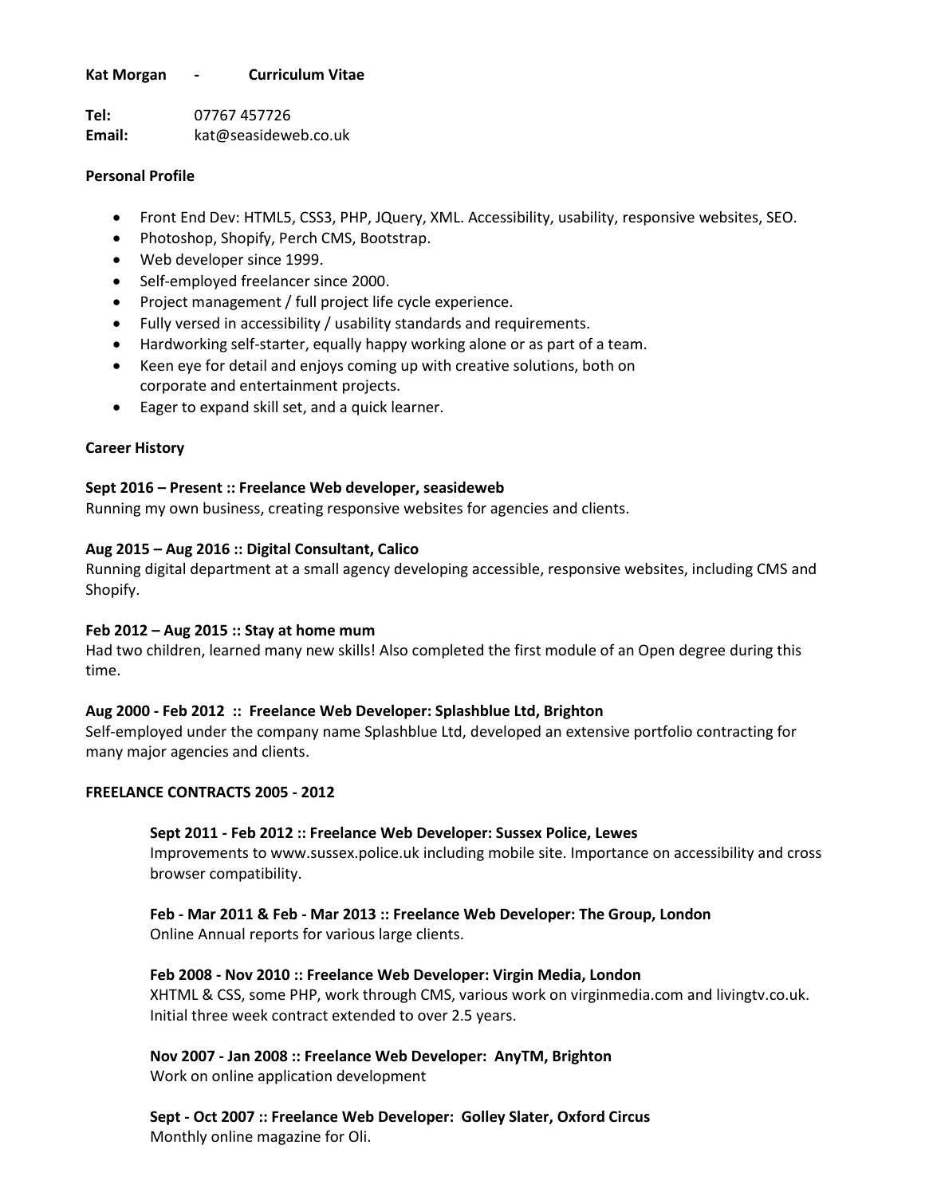**Kat Morgan - Curriculum Vitae**

**Tel:** 07767 457726
**Email:** kat@seasideweb.co.uk

**Personal Profile**

- Front End Dev: HTML5, CSS3, PHP, JQuery, XML. Accessibility, usability, responsive websites, SEO.
- Photoshop, Shopify, Perch CMS, Bootstrap.
- Web developer since 1999.
- Self-employed freelancer since 2000.
- Project management / full project life cycle experience.
- Fully versed in accessibility / usability standards and requirements.
- Hardworking self-starter, equally happy working alone or as part of a team.
- Keen eye for detail and enjoys coming up with creative solutions, both on corporate and entertainment projects.
- Eager to expand skill set, and a quick learner.

**Career History**

**Sept 2016 – Present :: Freelance Web developer, seasideweb**
Running my own business, creating responsive websites for agencies and clients.

**Aug 2015 – Aug 2016 :: Digital Consultant, Calico**
Running digital department at a small agency developing accessible, responsive websites, including CMS and Shopify.

**Feb 2012 – Aug 2015 :: Stay at home mum**
Had two children, learned many new skills! Also completed the first module of an Open degree during this time.

**Aug 2000 - Feb 2012 :: Freelance Web Developer: Splashblue Ltd, Brighton**
Self-employed under the company name Splashblue Ltd, developed an extensive portfolio contracting for many major agencies and clients.

**FREELANCE CONTRACTS 2005 - 2012**

**Sept 2011 - Feb 2012 :: Freelance Web Developer: Sussex Police, Lewes**
Improvements to www.sussex.police.uk including mobile site. Importance on accessibility and cross browser compatibility.

**Feb - Mar 2011 & Feb - Mar 2013 :: Freelance Web Developer: The Group, London**
Online Annual reports for various large clients.

**Feb 2008 - Nov 2010 :: Freelance Web Developer: Virgin Media, London**
XHTML & CSS, some PHP, work through CMS, various work on virginmedia.com and livingtv.co.uk. Initial three week contract extended to over 2.5 years.

**Nov 2007 - Jan 2008 :: Freelance Web Developer: AnyTM, Brighton**
Work on online application development

**Sept - Oct 2007 :: Freelance Web Developer: Golley Slater, Oxford Circus**
Monthly online magazine for Oli.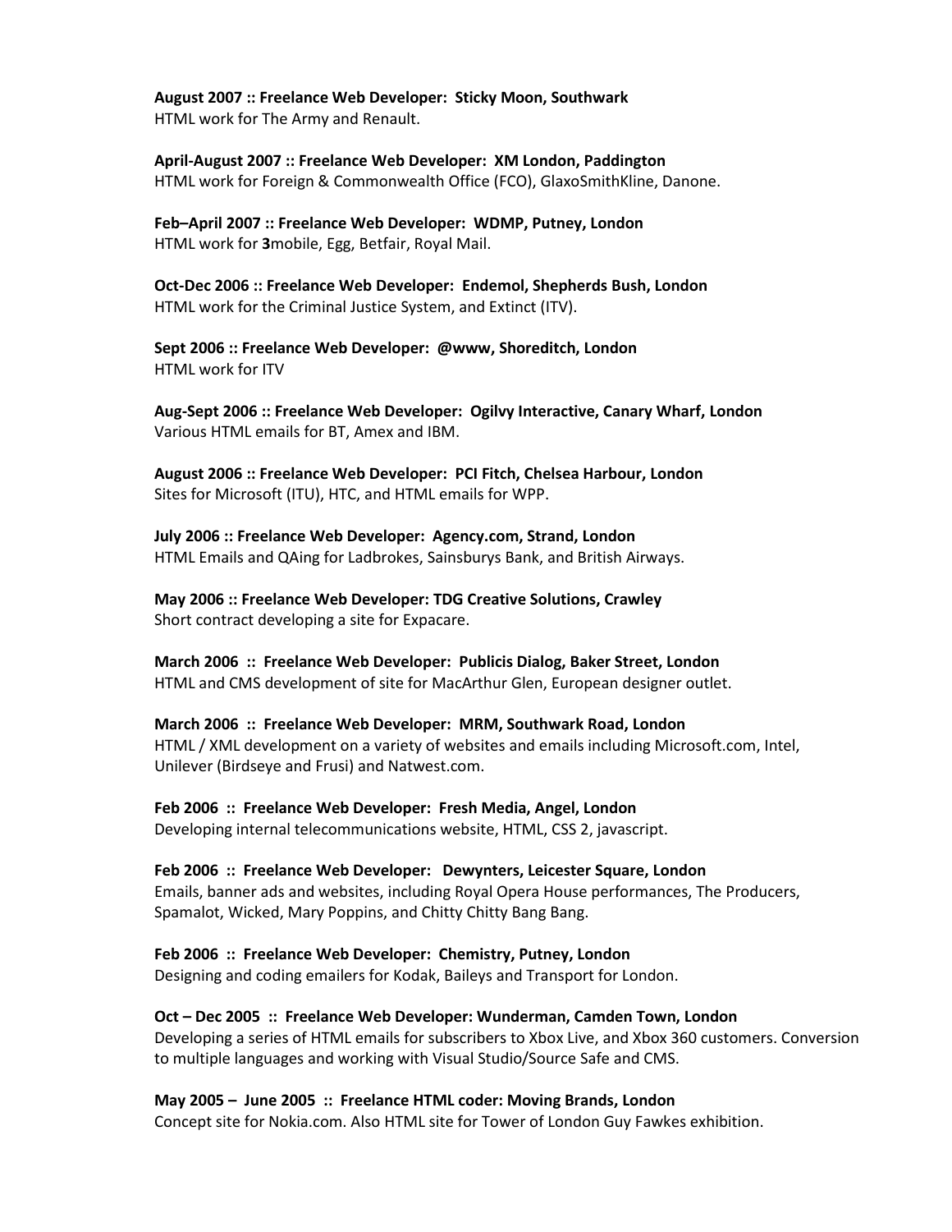**August 2007 :: Freelance Web Developer:  Sticky Moon, Southwark**
HTML work for The Army and Renault.

**April-August 2007 :: Freelance Web Developer:  XM London, Paddington**
HTML work for Foreign & Commonwealth Office (FCO), GlaxoSmithKline, Danone.

**Feb–April 2007 :: Freelance Web Developer:  WDMP, Putney, London**
HTML work for **3**mobile, Egg, Betfair, Royal Mail.

**Oct-Dec 2006 :: Freelance Web Developer:  Endemol, Shepherds Bush, London**
HTML work for the Criminal Justice System, and Extinct (ITV).

**Sept 2006 :: Freelance Web Developer:  @www, Shoreditch, London**
HTML work for ITV

**Aug-Sept 2006 :: Freelance Web Developer:  Ogilvy Interactive, Canary Wharf, London**
Various HTML emails for BT, Amex and IBM.

**August 2006 :: Freelance Web Developer:  PCI Fitch, Chelsea Harbour, London**
Sites for Microsoft (ITU), HTC, and HTML emails for WPP.

**July 2006 :: Freelance Web Developer:  Agency.com, Strand, London**
HTML Emails and QAing for Ladbrokes, Sainsburys Bank, and British Airways.

**May 2006 :: Freelance Web Developer: TDG Creative Solutions, Crawley**
Short contract developing a site for Expacare.

**March 2006  ::  Freelance Web Developer:  Publicis Dialog, Baker Street, London**
HTML and CMS development of site for MacArthur Glen, European designer outlet.

**March 2006  ::  Freelance Web Developer:  MRM, Southwark Road, London**
HTML / XML development on a variety of websites and emails including Microsoft.com, Intel, Unilever (Birdseye and Frusi) and Natwest.com.

**Feb 2006  ::  Freelance Web Developer:  Fresh Media, Angel, London**
Developing internal telecommunications website, HTML, CSS 2, javascript.

**Feb 2006  ::  Freelance Web Developer:   Dewynters, Leicester Square, London**
Emails, banner ads and websites, including Royal Opera House performances, The Producers, Spamalot, Wicked, Mary Poppins, and Chitty Chitty Bang Bang.

**Feb 2006  ::  Freelance Web Developer:  Chemistry, Putney, London**
Designing and coding emailers for Kodak, Baileys and Transport for London.

**Oct – Dec 2005  ::  Freelance Web Developer: Wunderman, Camden Town, London**
Developing a series of HTML emails for subscribers to Xbox Live, and Xbox 360 customers. Conversion to multiple languages and working with Visual Studio/Source Safe and CMS.

**May 2005 –  June 2005  ::  Freelance HTML coder: Moving Brands, London**
Concept site for Nokia.com. Also HTML site for Tower of London Guy Fawkes exhibition.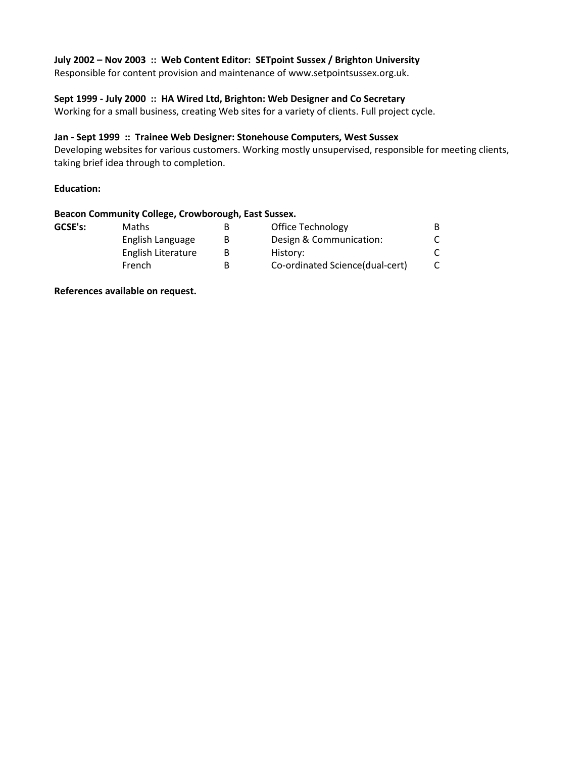**July 2002 – Nov 2003 :: Web Content Editor: SETpoint Sussex / Brighton University**
Responsible for content provision and maintenance of www.setpointsussex.org.uk.

**Sept 1999 - July 2000 :: HA Wired Ltd, Brighton: Web Designer and Co Secretary**
Working for a small business, creating Web sites for a variety of clients. Full project cycle.

**Jan - Sept 1999 :: Trainee Web Designer: Stonehouse Computers, West Sussex**
Developing websites for various customers. Working mostly unsupervised, responsible for meeting clients, taking brief idea through to completion.

**Education:**

**Beacon Community College, Crowborough, East Sussex.**

| | | | | |
|---|---|---|---|---|
| **GCSE's:** | Maths | B | Office Technology | B |
| | English Language | B | Design & Communication: | C |
| | English Literature | B | History: | C |
| | French | B | Co-ordinated Science(dual-cert) | C |

**References available on request.**